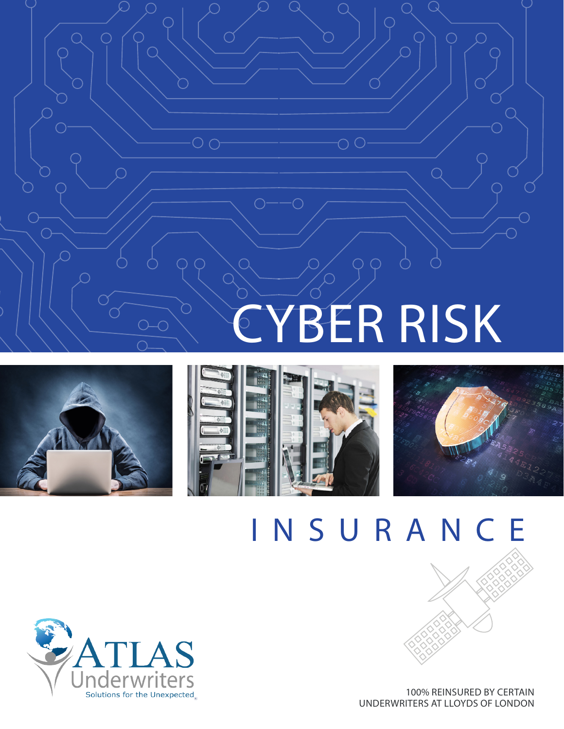# CYBER RISK

# INSURANCE

ATLAS Underwriters

Solutions for the Unexpected

100% REINSURED BY CERTAIN UNDERWRITERS AT LLOYDS OF LONDON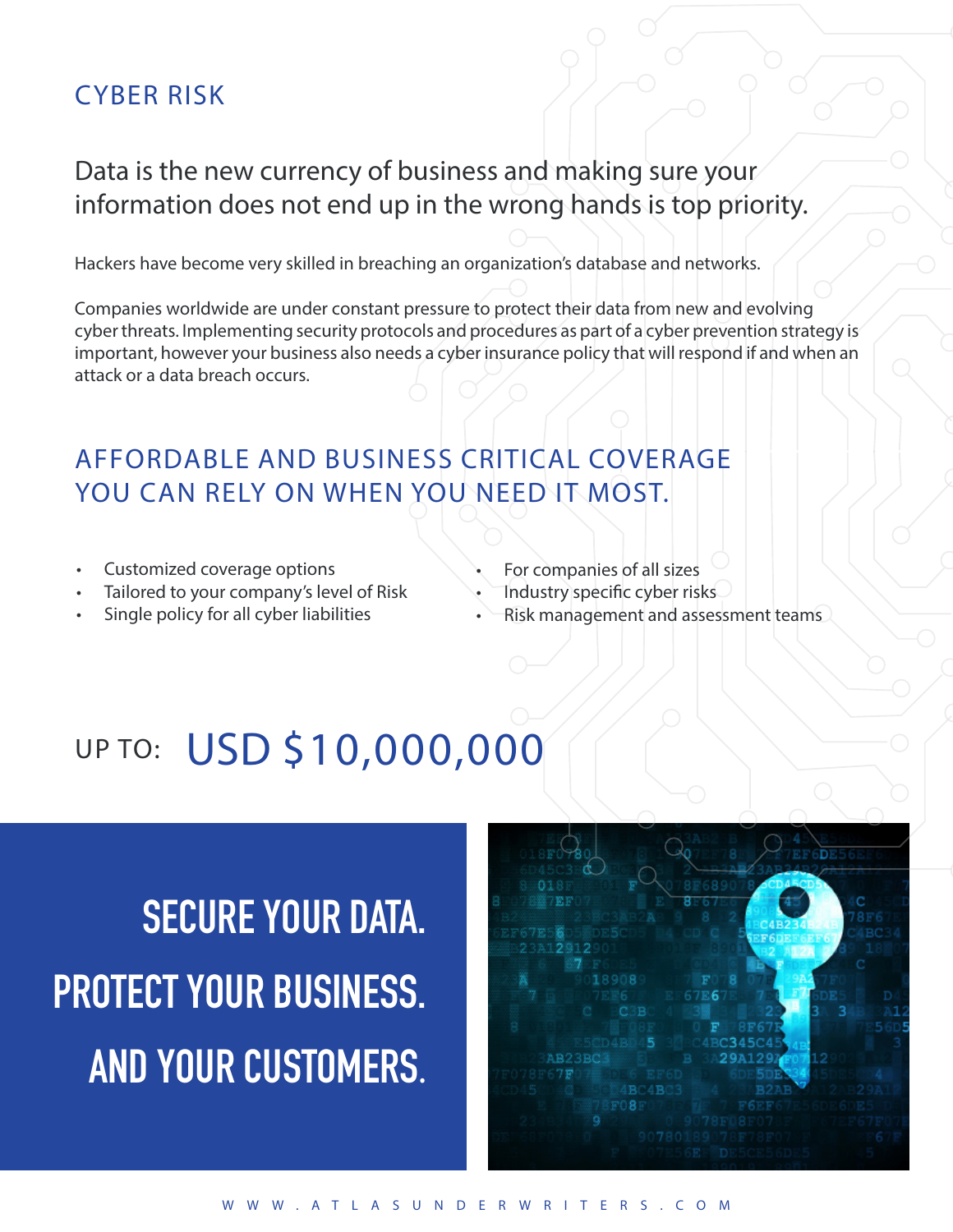# CYBER RISK

## Data is the new currency of business and making sure your information does not end up in the wrong hands is top priority.

Hackers have become very skilled in breaching an organization's database and networks.

Companies worldwide are under constant pressure to protect their data from new and evolving cyber threats. Implementing security protocols and procedures as part of a cyber prevention strategy is important, however your business also needs a cyber insurance policy that will respond if and when an attack or a data breach occurs.

## AFFORDABLE AND BUSINESS CRITICAL COVERAGE YOU CAN RELY ON WHEN YOU NEED IT MOST.

- Customized coverage options
- Tailored to your company's level of Risk
- Single policy for all cyber liabilities
- For companies of all sizes
- Industry specific cyber risks
- Risk management and assessment teams

UP TO: **USD $10,000,000**

**SECURE YOUR DATA.**

**PROTECT YOUR BUSINESS.**

**AND YOUR CUSTOMERS.**

WWW.ATLASUNDERWRITERS.COM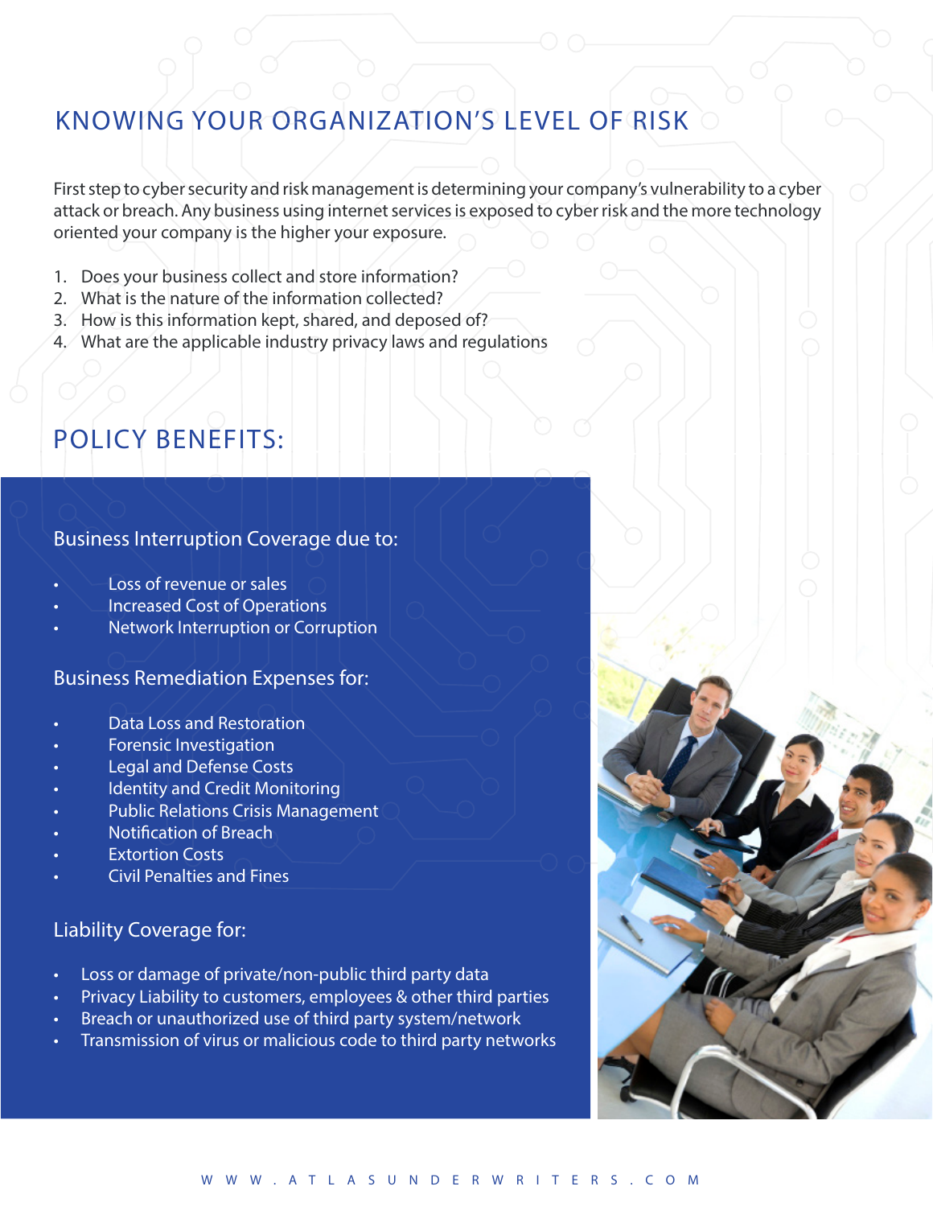## KNOWING YOUR ORGANIZATION'S LEVEL OF RISK

First step to cyber security and risk management is determining your company's vulnerability to a cyber attack or breach. Any business using internet services is exposed to cyber risk and the more technology oriented your company is the higher your exposure.

1. Does your business collect and store information?
2. What is the nature of the information collected?
3. How is this information kept, shared, and deposed of?
4. What are the applicable industry privacy laws and regulations

## POLICY BENEFITS:

### Business Interruption Coverage due to:

- Loss of revenue or sales
- Increased Cost of Operations
- Network Interruption or Corruption

### Business Remediation Expenses for:

- Data Loss and Restoration
- Forensic Investigation
- Legal and Defense Costs
- Identity and Credit Monitoring
- Public Relations Crisis Management
- Notification of Breach
- Extortion Costs
- Civil Penalties and Fines

### Liability Coverage for:

- Loss or damage of private/non-public third party data
- Privacy Liability to customers, employees & other third parties
- Breach or unauthorized use of third party system/network
- Transmission of virus or malicious code to third party networks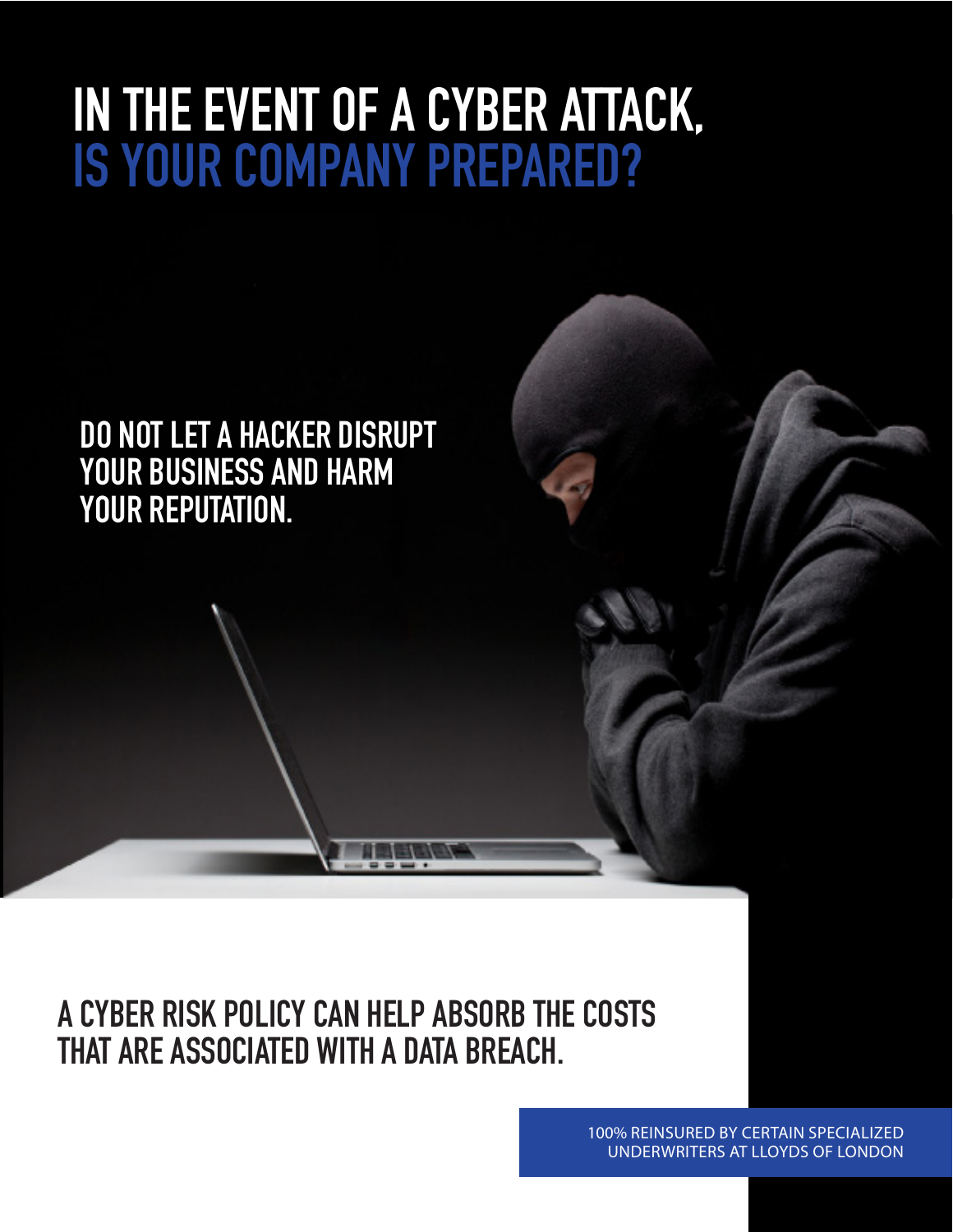# IN THE EVENT OF A CYBER ATTACK, IS YOUR COMPANY PREPARED?

## DO NOT LET A HACKER DISRUPT YOUR BUSINESS AND HARM YOUR REPUTATION.

## A CYBER RISK POLICY CAN HELP ABSORB THE COSTS THAT ARE ASSOCIATED WITH A DATA BREACH.

100% REINSURED BY CERTAIN SPECIALIZED UNDERWRITERS AT LLOYDS OF LONDON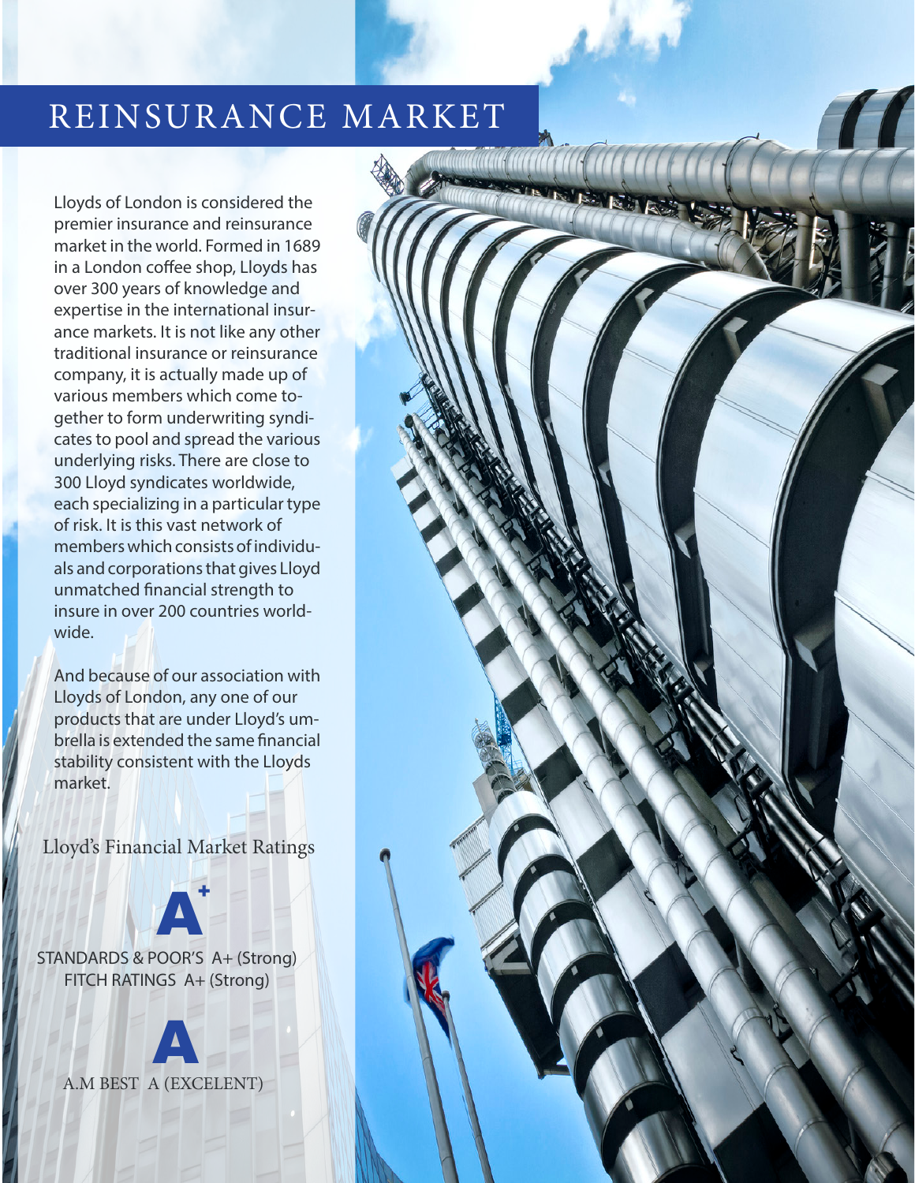# REINSURANCE MARKET

Lloyds of London is considered the premier insurance and reinsurance market in the world. Formed in 1689 in a London coffee shop, Lloyds has over 300 years of knowledge and expertise in the international insurance markets. It is not like any other traditional insurance or reinsurance company, it is actually made up of various members which come together to form underwriting syndicates to pool and spread the various underlying risks. There are close to 300 Lloyd syndicates worldwide, each specializing in a particular type of risk. It is this vast network of members which consists of individuals and corporations that gives Lloyd unmatched financial strength to insure in over 200 countries worldwide.

And because of our association with Lloyds of London, any one of our products that are under Lloyd's umbrella is extended the same financial stability consistent with the Lloyds market.

## Lloyd's Financial Market Ratings

**A+**

STANDARDS & POOR'S A+ (Strong)
FITCH RATINGS A+ (Strong)

**A**

A.M BEST A (EXCELENT)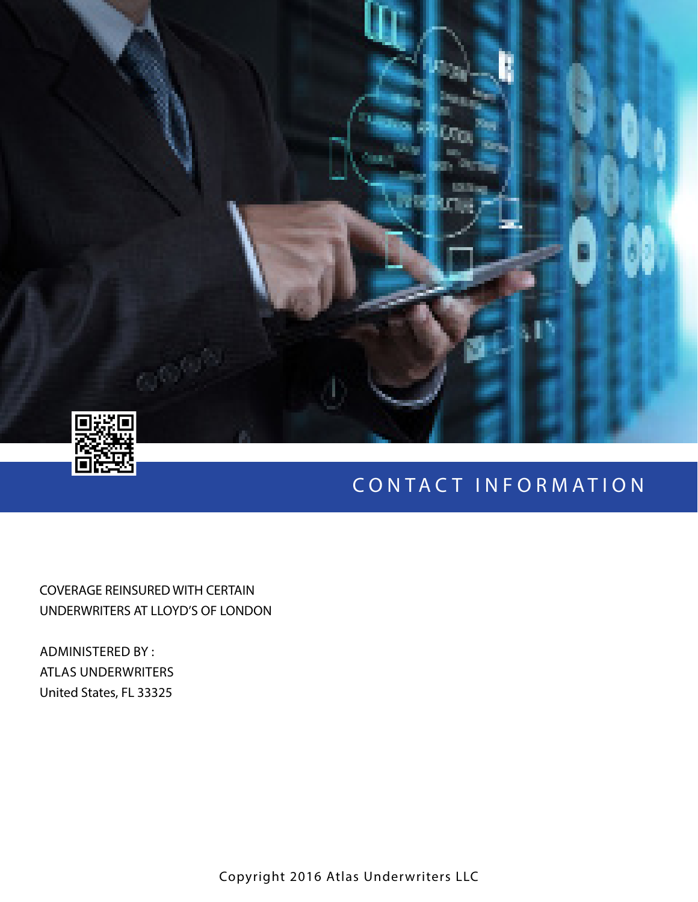## CONTACT INFORMATION

COVERAGE REINSURED WITH CERTAIN
UNDERWRITERS AT LLOYD'S OF LONDON

ADMINISTERED BY :
ATLAS UNDERWRITERS
United States, FL 33325

Copyright 2016 Atlas Underwriters LLC